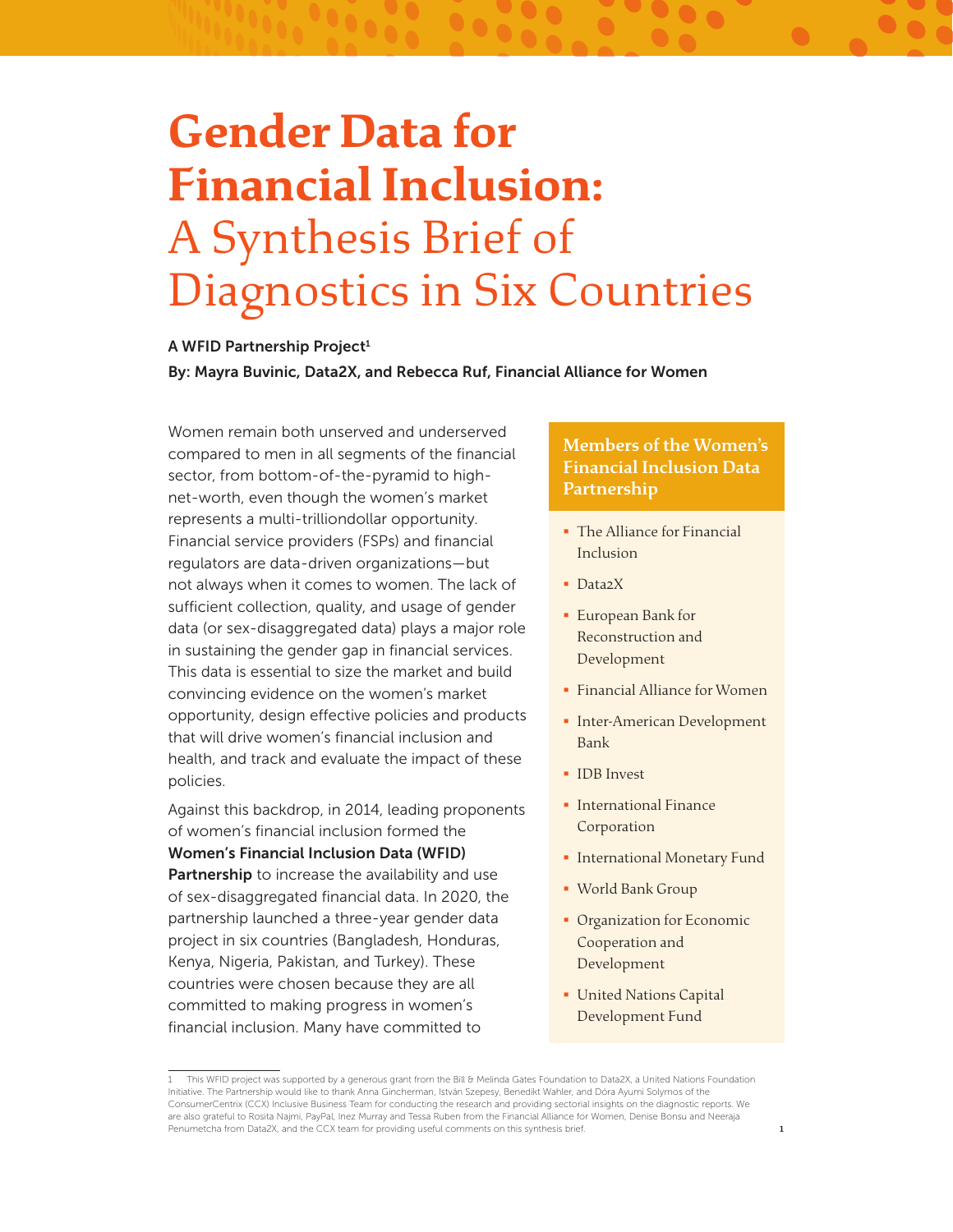# Gender Data for Financial Inclusion: A Synthesis Brief of Diagnostics in Six Countries

**A WFID Partnership Project[1]**

**By: Mayra Buvinic, Data2X, and Rebecca Ruf, Financial Alliance for Women**

Women remain both unserved and underserved compared to men in all segments of the financial sector, from bottom-of-the-pyramid to high-net-worth, even though the women's market represents a multi-trilliondollar opportunity. Financial service providers (FSPs) and financial regulators are data-driven organizations—but not always when it comes to women. The lack of sufficient collection, quality, and usage of gender data (or sex-disaggregated data) plays a major role in sustaining the gender gap in financial services. This data is essential to size the market and build convincing evidence on the women's market opportunity, design effective policies and products that will drive women's financial inclusion and health, and track and evaluate the impact of these policies.

Against this backdrop, in 2014, leading proponents of women's financial inclusion formed the **Women's Financial Inclusion Data (WFID) Partnership** to increase the availability and use of sex-disaggregated financial data. In 2020, the partnership launched a three-year gender data project in six countries (Bangladesh, Honduras, Kenya, Nigeria, Pakistan, and Turkey). These countries were chosen because they are all committed to making progress in women's financial inclusion. Many have committed to

### Members of the Women's Financial Inclusion Data Partnership

- The Alliance for Financial Inclusion
- Data2X
- European Bank for Reconstruction and Development
- Financial Alliance for Women
- Inter-American Development Bank
- IDB Invest
- International Finance Corporation
- International Monetary Fund
- World Bank Group
- Organization for Economic Cooperation and Development
- United Nations Capital Development Fund

---

1 This WFID project was supported by a generous grant from the Bill & Melinda Gates Foundation to Data2X, a United Nations Foundation Initiative. The Partnership would like to thank Anna Gincherman, István Szepesy, Benedikt Wahler, and Dóra Ayumi Solymos of the ConsumerCentrix (CCX) Inclusive Business Team for conducting the research and providing sectorial insights on the diagnostic reports. We are also grateful to Rosita Najmi, PayPal, Inez Murray and Tessa Ruben from the Financial Alliance for Women, Denise Bonsu and Neeraja Penumetcha from Data2X, and the CCX team for providing useful comments on this synthesis brief.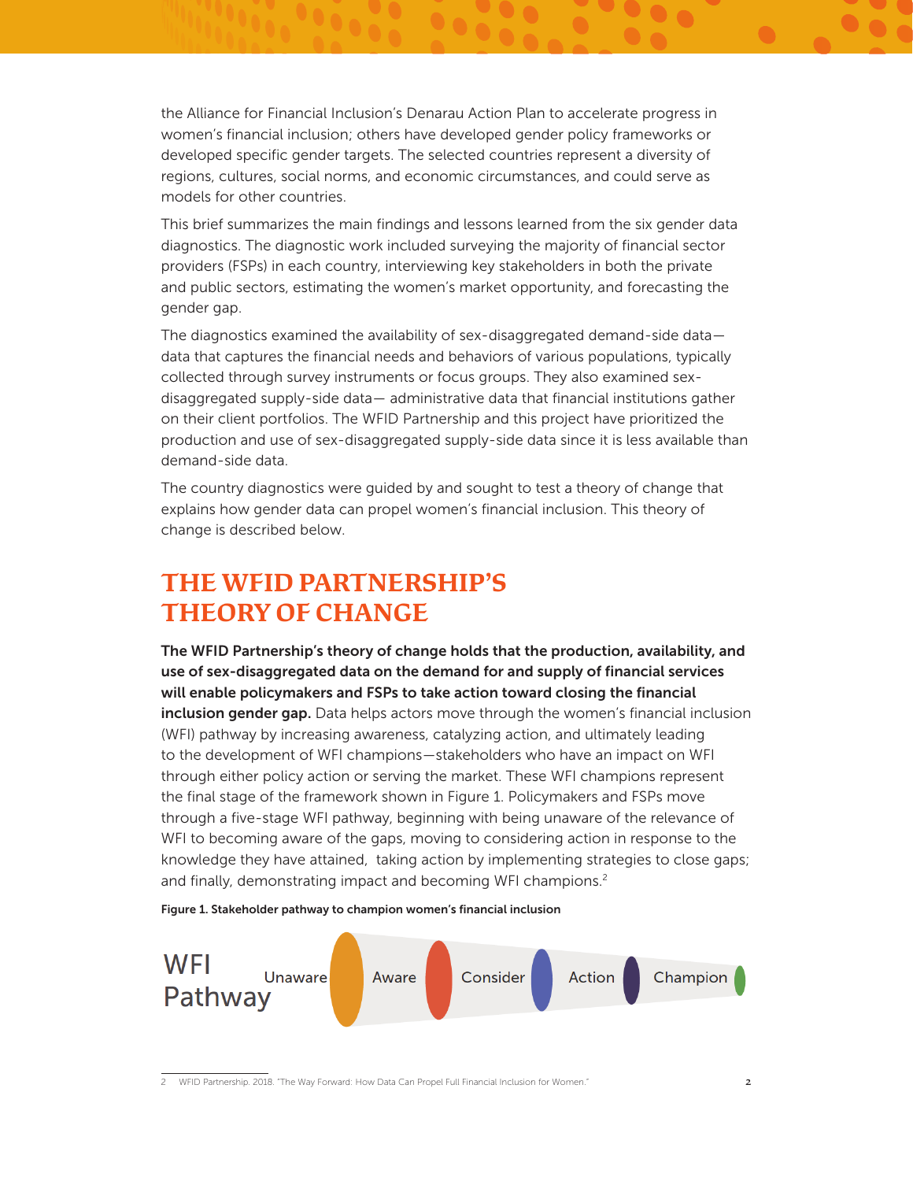the Alliance for Financial Inclusion's Denarau Action Plan to accelerate progress in women's financial inclusion; others have developed gender policy frameworks or developed specific gender targets. The selected countries represent a diversity of regions, cultures, social norms, and economic circumstances, and could serve as models for other countries.

This brief summarizes the main findings and lessons learned from the six gender data diagnostics. The diagnostic work included surveying the majority of financial sector providers (FSPs) in each country, interviewing key stakeholders in both the private and public sectors, estimating the women's market opportunity, and forecasting the gender gap.

The diagnostics examined the availability of sex-disaggregated demand-side data—data that captures the financial needs and behaviors of various populations, typically collected through survey instruments or focus groups. They also examined sex-disaggregated supply-side data— administrative data that financial institutions gather on their client portfolios. The WFID Partnership and this project have prioritized the production and use of sex-disaggregated supply-side data since it is less available than demand-side data.

The country diagnostics were guided by and sought to test a theory of change that explains how gender data can propel women's financial inclusion. This theory of change is described below.

## THE WFID PARTNERSHIP'S THEORY OF CHANGE

**The WFID Partnership's theory of change holds that the production, availability, and use of sex-disaggregated data on the demand for and supply of financial services will enable policymakers and FSPs to take action toward closing the financial inclusion gender gap.** Data helps actors move through the women's financial inclusion (WFI) pathway by increasing awareness, catalyzing action, and ultimately leading to the development of WFI champions—stakeholders who have an impact on WFI through either policy action or serving the market. These WFI champions represent the final stage of the framework shown in Figure 1. Policymakers and FSPs move through a five-stage WFI pathway, beginning with being unaware of the relevance of WFI to becoming aware of the gaps, moving to considering action in response to the knowledge they have attained, taking action by implementing strategies to close gaps; and finally, demonstrating impact and becoming WFI champions.[2]

**Figure 1. Stakeholder pathway to champion women's financial inclusion**

WFI Pathway: Unaware → Aware → Consider → Action → Champion

2 WFID Partnership. 2018. "The Way Forward: How Data Can Propel Full Financial Inclusion for Women."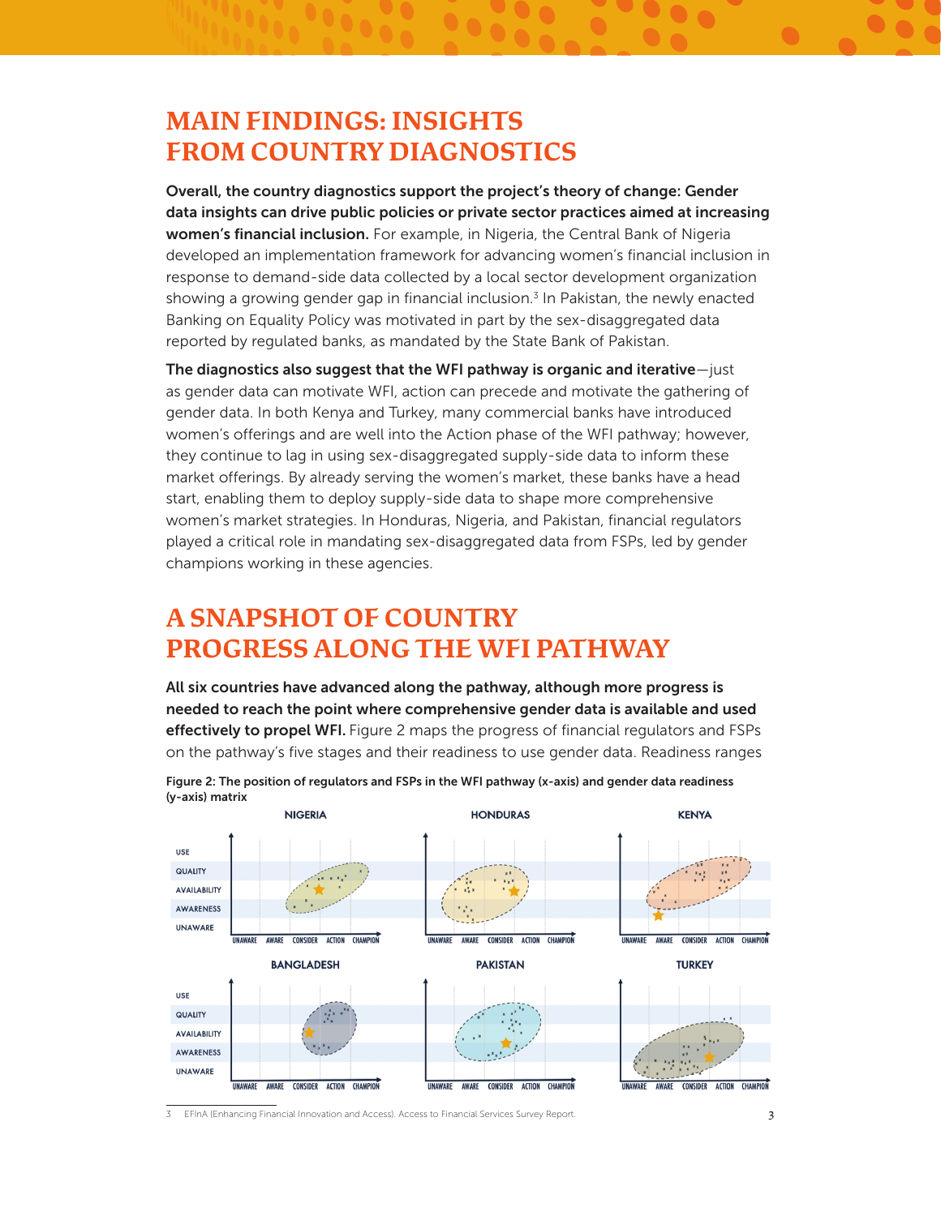## MAIN FINDINGS: INSIGHTS FROM COUNTRY DIAGNOSTICS

**Overall, the country diagnostics support the project's theory of change: Gender data insights can drive public policies or private sector practices aimed at increasing women's financial inclusion.** For example, in Nigeria, the Central Bank of Nigeria developed an implementation framework for advancing women's financial inclusion in response to demand-side data collected by a local sector development organization showing a growing gender gap in financial inclusion.[3] In Pakistan, the newly enacted Banking on Equality Policy was motivated in part by the sex-disaggregated data reported by regulated banks, as mandated by the State Bank of Pakistan.

**The diagnostics also suggest that the WFI pathway is organic and iterative**—just as gender data can motivate WFI, action can precede and motivate the gathering of gender data. In both Kenya and Turkey, many commercial banks have introduced women's offerings and are well into the Action phase of the WFI pathway; however, they continue to lag in using sex-disaggregated supply-side data to inform these market offerings. By already serving the women's market, these banks have a head start, enabling them to deploy supply-side data to shape more comprehensive women's market strategies. In Honduras, Nigeria, and Pakistan, financial regulators played a critical role in mandating sex-disaggregated data from FSPs, led by gender champions working in these agencies.

## A SNAPSHOT OF COUNTRY PROGRESS ALONG THE WFI PATHWAY

**All six countries have advanced along the pathway, although more progress is needed to reach the point where comprehensive gender data is available and used effectively to propel WFI.** Figure 2 maps the progress of financial regulators and FSPs on the pathway's five stages and their readiness to use gender data. Readiness ranges

**Figure 2: The position of regulators and FSPs in the WFI pathway (x-axis) and gender data readiness (y-axis) matrix**

3 EFInA (Enhancing Financial Innovation and Access). Access to Financial Services Survey Report.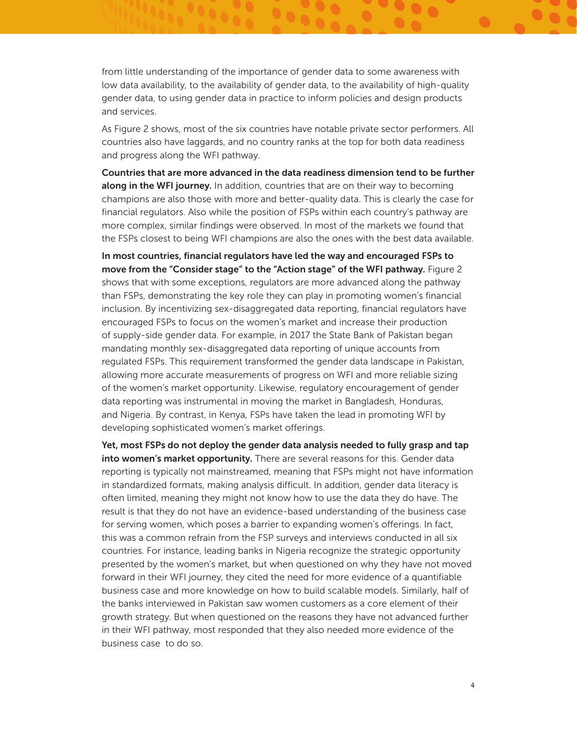from little understanding of the importance of gender data to some awareness with low data availability, to the availability of gender data, to the availability of high-quality gender data, to using gender data in practice to inform policies and design products and services.

As Figure 2 shows, most of the six countries have notable private sector performers. All countries also have laggards, and no country ranks at the top for both data readiness and progress along the WFI pathway.

**Countries that are more advanced in the data readiness dimension tend to be further along in the WFI journey.** In addition, countries that are on their way to becoming champions are also those with more and better-quality data. This is clearly the case for financial regulators. Also while the position of FSPs within each country's pathway are more complex, similar findings were observed. In most of the markets we found that the FSPs closest to being WFI champions are also the ones with the best data available.

**In most countries, financial regulators have led the way and encouraged FSPs to move from the "Consider stage" to the "Action stage" of the WFI pathway.** Figure 2 shows that with some exceptions, regulators are more advanced along the pathway than FSPs, demonstrating the key role they can play in promoting women's financial inclusion. By incentivizing sex-disaggregated data reporting, financial regulators have encouraged FSPs to focus on the women's market and increase their production of supply-side gender data. For example, in 2017 the State Bank of Pakistan began mandating monthly sex-disaggregated data reporting of unique accounts from regulated FSPs. This requirement transformed the gender data landscape in Pakistan, allowing more accurate measurements of progress on WFI and more reliable sizing of the women's market opportunity. Likewise, regulatory encouragement of gender data reporting was instrumental in moving the market in Bangladesh, Honduras, and Nigeria. By contrast, in Kenya, FSPs have taken the lead in promoting WFI by developing sophisticated women's market offerings.

**Yet, most FSPs do not deploy the gender data analysis needed to fully grasp and tap into women's market opportunity.** There are several reasons for this. Gender data reporting is typically not mainstreamed, meaning that FSPs might not have information in standardized formats, making analysis difficult. In addition, gender data literacy is often limited, meaning they might not know how to use the data they do have. The result is that they do not have an evidence-based understanding of the business case for serving women, which poses a barrier to expanding women's offerings. In fact, this was a common refrain from the FSP surveys and interviews conducted in all six countries. For instance, leading banks in Nigeria recognize the strategic opportunity presented by the women's market, but when questioned on why they have not moved forward in their WFI journey, they cited the need for more evidence of a quantifiable business case and more knowledge on how to build scalable models. Similarly, half of the banks interviewed in Pakistan saw women customers as a core element of their growth strategy. But when questioned on the reasons they have not advanced further in their WFI pathway, most responded that they also needed more evidence of the business case to do so.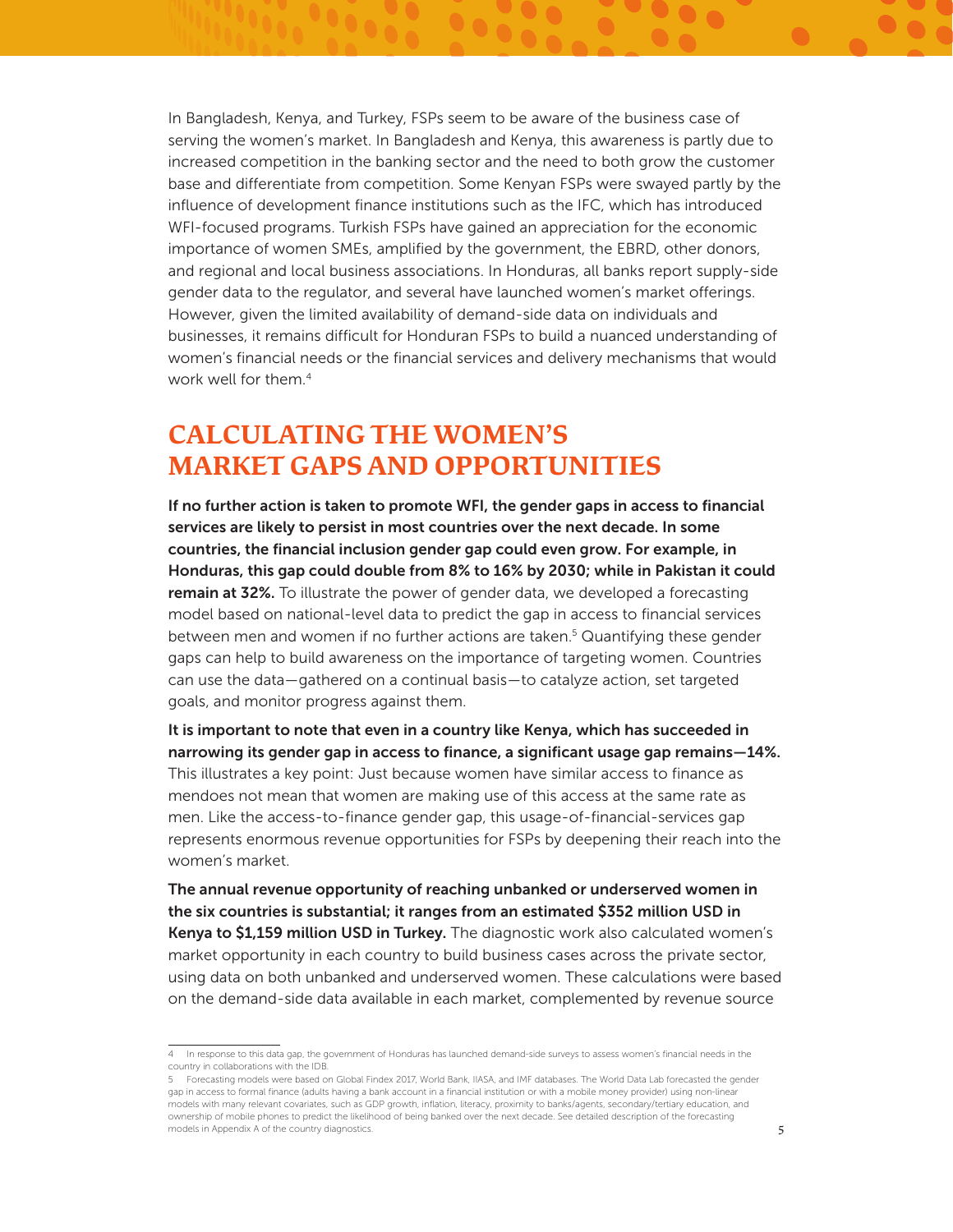In Bangladesh, Kenya, and Turkey, FSPs seem to be aware of the business case of serving the women's market. In Bangladesh and Kenya, this awareness is partly due to increased competition in the banking sector and the need to both grow the customer base and differentiate from competition. Some Kenyan FSPs were swayed partly by the influence of development finance institutions such as the IFC, which has introduced WFI-focused programs. Turkish FSPs have gained an appreciation for the economic importance of women SMEs, amplified by the government, the EBRD, other donors, and regional and local business associations. In Honduras, all banks report supply-side gender data to the regulator, and several have launched women's market offerings. However, given the limited availability of demand-side data on individuals and businesses, it remains difficult for Honduran FSPs to build a nuanced understanding of women's financial needs or the financial services and delivery mechanisms that would work well for them.[4]

## CALCULATING THE WOMEN'S MARKET GAPS AND OPPORTUNITIES

**If no further action is taken to promote WFI, the gender gaps in access to financial services are likely to persist in most countries over the next decade. In some countries, the financial inclusion gender gap could even grow. For example, in Honduras, this gap could double from 8% to 16% by 2030; while in Pakistan it could remain at 32%.** To illustrate the power of gender data, we developed a forecasting model based on national-level data to predict the gap in access to financial services between men and women if no further actions are taken.[5] Quantifying these gender gaps can help to build awareness on the importance of targeting women. Countries can use the data—gathered on a continual basis—to catalyze action, set targeted goals, and monitor progress against them.

**It is important to note that even in a country like Kenya, which has succeeded in narrowing its gender gap in access to finance, a significant usage gap remains—14%.** This illustrates a key point: Just because women have similar access to finance as mendoes not mean that women are making use of this access at the same rate as men. Like the access-to-finance gender gap, this usage-of-financial-services gap represents enormous revenue opportunities for FSPs by deepening their reach into the women's market.

**The annual revenue opportunity of reaching unbanked or underserved women in the six countries is substantial; it ranges from an estimated $352 million USD in Kenya to $1,159 million USD in Turkey.** The diagnostic work also calculated women's market opportunity in each country to build business cases across the private sector, using data on both unbanked and underserved women. These calculations were based on the demand-side data available in each market, complemented by revenue source

---

4 In response to this data gap, the government of Honduras has launched demand-side surveys to assess women's financial needs in the country in collaborations with the IDB.

5 Forecasting models were based on Global Findex 2017, World Bank, IIASA, and IMF databases. The World Data Lab forecasted the gender gap in access to formal finance (adults having a bank account in a financial institution or with a mobile money provider) using non-linear models with many relevant covariates, such as GDP growth, inflation, literacy, proximity to banks/agents, secondary/tertiary education, and ownership of mobile phones to predict the likelihood of being banked over the next decade. See detailed description of the forecasting models in Appendix A of the country diagnostics.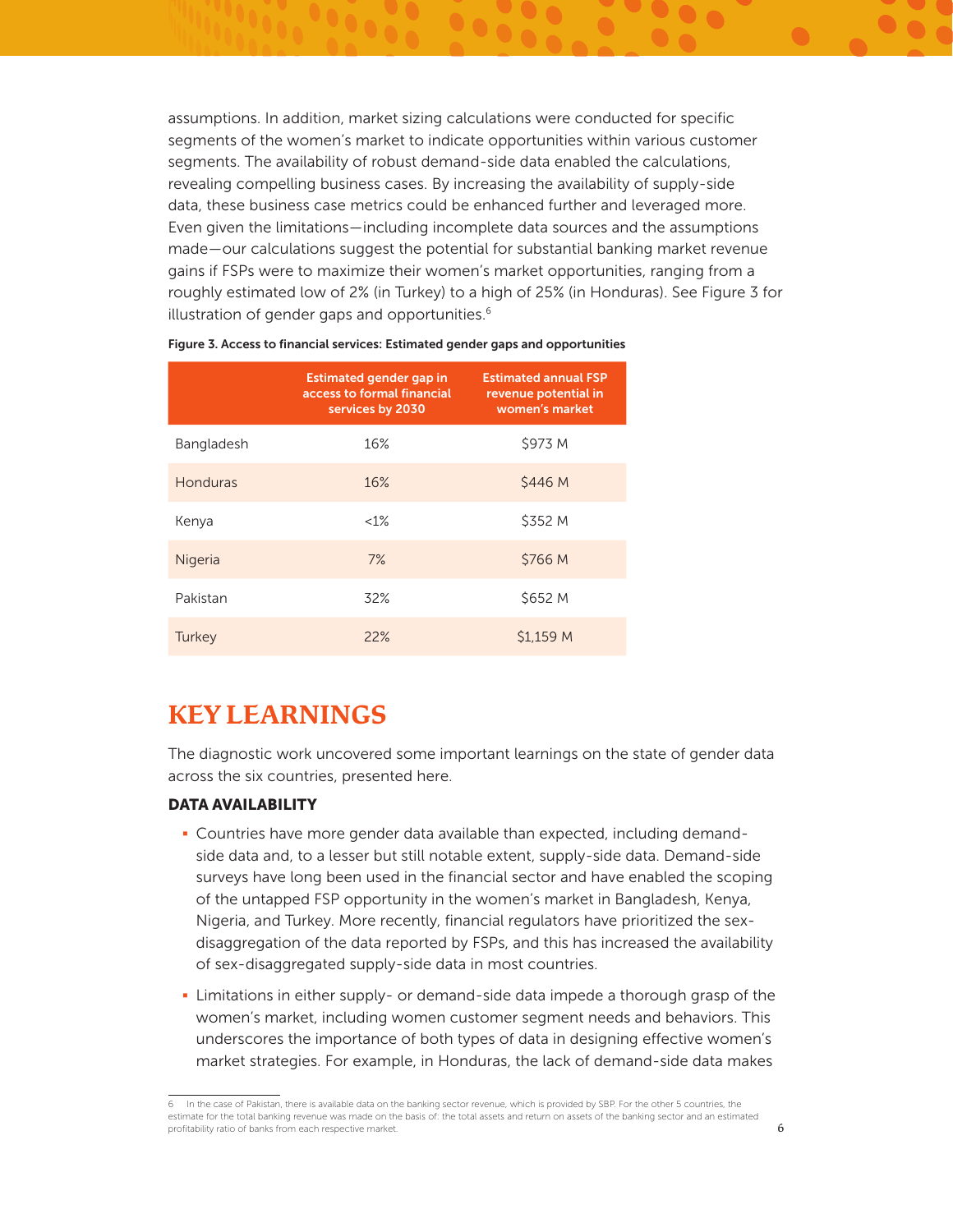assumptions. In addition, market sizing calculations were conducted for specific segments of the women's market to indicate opportunities within various customer segments. The availability of robust demand-side data enabled the calculations, revealing compelling business cases. By increasing the availability of supply-side data, these business case metrics could be enhanced further and leveraged more. Even given the limitations—including incomplete data sources and the assumptions made—our calculations suggest the potential for substantial banking market revenue gains if FSPs were to maximize their women's market opportunities, ranging from a roughly estimated low of 2% (in Turkey) to a high of 25% (in Honduras). See Figure 3 for illustration of gender gaps and opportunities.[6]

**Figure 3. Access to financial services: Estimated gender gaps and opportunities**

| | Estimated gender gap in access to formal financial services by 2030 | Estimated annual FSP revenue potential in women's market |
|---|---|---|
| Bangladesh | 16% | $973 M |
| Honduras | 16% | $446 M |
| Kenya | <1% | $352 M |
| Nigeria | 7% | $766 M |
| Pakistan | 32% | $652 M |
| Turkey | 22% | $1,159 M |

# KEY LEARNINGS

The diagnostic work uncovered some important learnings on the state of gender data across the six countries, presented here.

### DATA AVAILABILITY

- Countries have more gender data available than expected, including demand-side data and, to a lesser but still notable extent, supply-side data. Demand-side surveys have long been used in the financial sector and have enabled the scoping of the untapped FSP opportunity in the women's market in Bangladesh, Kenya, Nigeria, and Turkey. More recently, financial regulators have prioritized the sex-disaggregation of the data reported by FSPs, and this has increased the availability of sex-disaggregated supply-side data in most countries.
- Limitations in either supply- or demand-side data impede a thorough grasp of the women's market, including women customer segment needs and behaviors. This underscores the importance of both types of data in designing effective women's market strategies. For example, in Honduras, the lack of demand-side data makes

6 In the case of Pakistan, there is available data on the banking sector revenue, which is provided by SBP. For the other 5 countries, the estimate for the total banking revenue was made on the basis of: the total assets and return on assets of the banking sector and an estimated profitability ratio of banks from each respective market.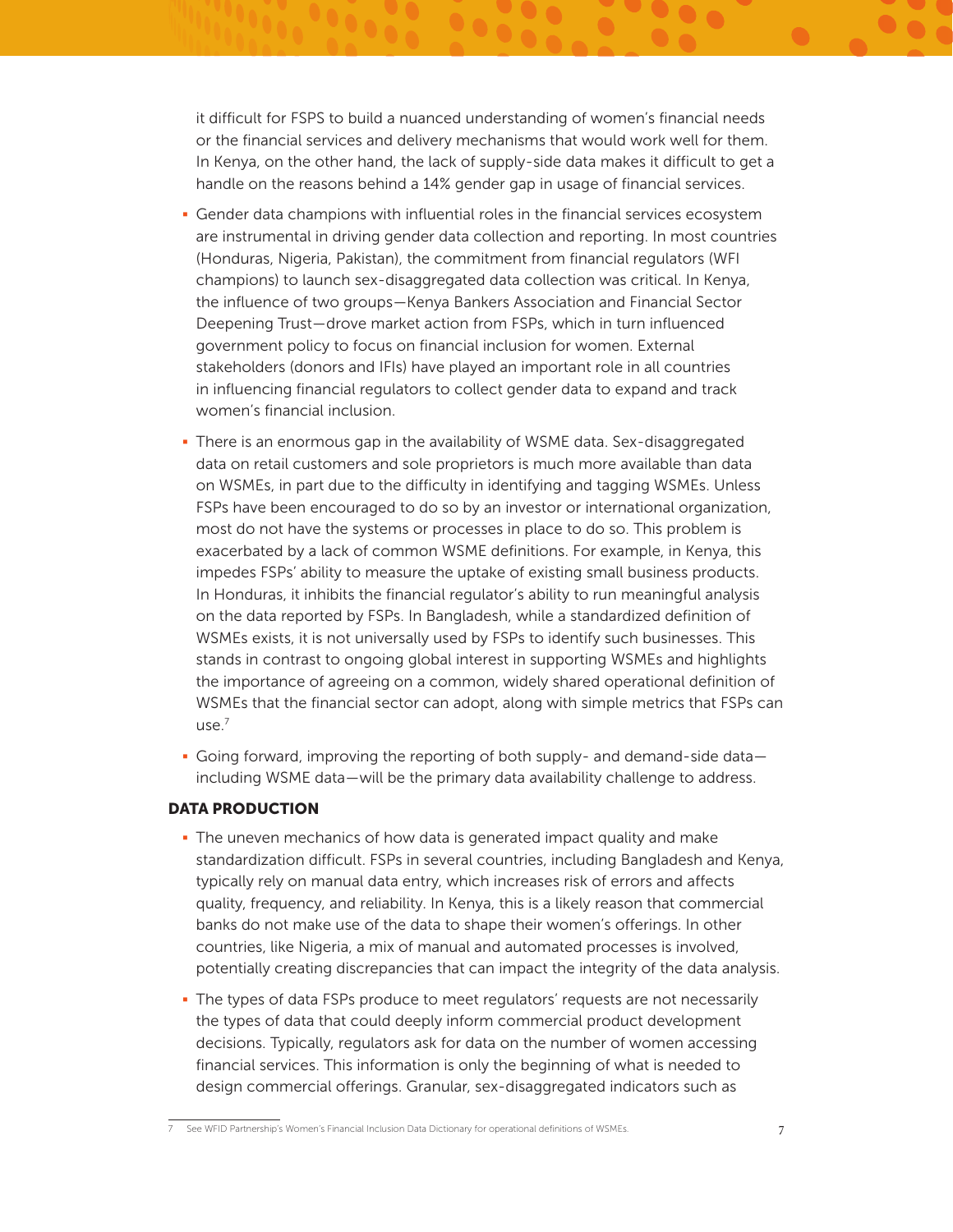it difficult for FSPS to build a nuanced understanding of women's financial needs or the financial services and delivery mechanisms that would work well for them. In Kenya, on the other hand, the lack of supply-side data makes it difficult to get a handle on the reasons behind a 14% gender gap in usage of financial services.

- Gender data champions with influential roles in the financial services ecosystem are instrumental in driving gender data collection and reporting. In most countries (Honduras, Nigeria, Pakistan), the commitment from financial regulators (WFI champions) to launch sex-disaggregated data collection was critical. In Kenya, the influence of two groups—Kenya Bankers Association and Financial Sector Deepening Trust—drove market action from FSPs, which in turn influenced government policy to focus on financial inclusion for women. External stakeholders (donors and IFIs) have played an important role in all countries in influencing financial regulators to collect gender data to expand and track women's financial inclusion.
- There is an enormous gap in the availability of WSME data. Sex-disaggregated data on retail customers and sole proprietors is much more available than data on WSMEs, in part due to the difficulty in identifying and tagging WSMEs. Unless FSPs have been encouraged to do so by an investor or international organization, most do not have the systems or processes in place to do so. This problem is exacerbated by a lack of common WSME definitions. For example, in Kenya, this impedes FSPs' ability to measure the uptake of existing small business products. In Honduras, it inhibits the financial regulator's ability to run meaningful analysis on the data reported by FSPs. In Bangladesh, while a standardized definition of WSMEs exists, it is not universally used by FSPs to identify such businesses. This stands in contrast to ongoing global interest in supporting WSMEs and highlights the importance of agreeing on a common, widely shared operational definition of WSMEs that the financial sector can adopt, along with simple metrics that FSPs can use.[7]
- Going forward, improving the reporting of both supply- and demand-side data—including WSME data—will be the primary data availability challenge to address.

## DATA PRODUCTION

- The uneven mechanics of how data is generated impact quality and make standardization difficult. FSPs in several countries, including Bangladesh and Kenya, typically rely on manual data entry, which increases risk of errors and affects quality, frequency, and reliability. In Kenya, this is a likely reason that commercial banks do not make use of the data to shape their women's offerings. In other countries, like Nigeria, a mix of manual and automated processes is involved, potentially creating discrepancies that can impact the integrity of the data analysis.
- The types of data FSPs produce to meet regulators' requests are not necessarily the types of data that could deeply inform commercial product development decisions. Typically, regulators ask for data on the number of women accessing financial services. This information is only the beginning of what is needed to design commercial offerings. Granular, sex-disaggregated indicators such as

---

[7] See WFID Partnership's Women's Financial Inclusion Data Dictionary for operational definitions of WSMEs.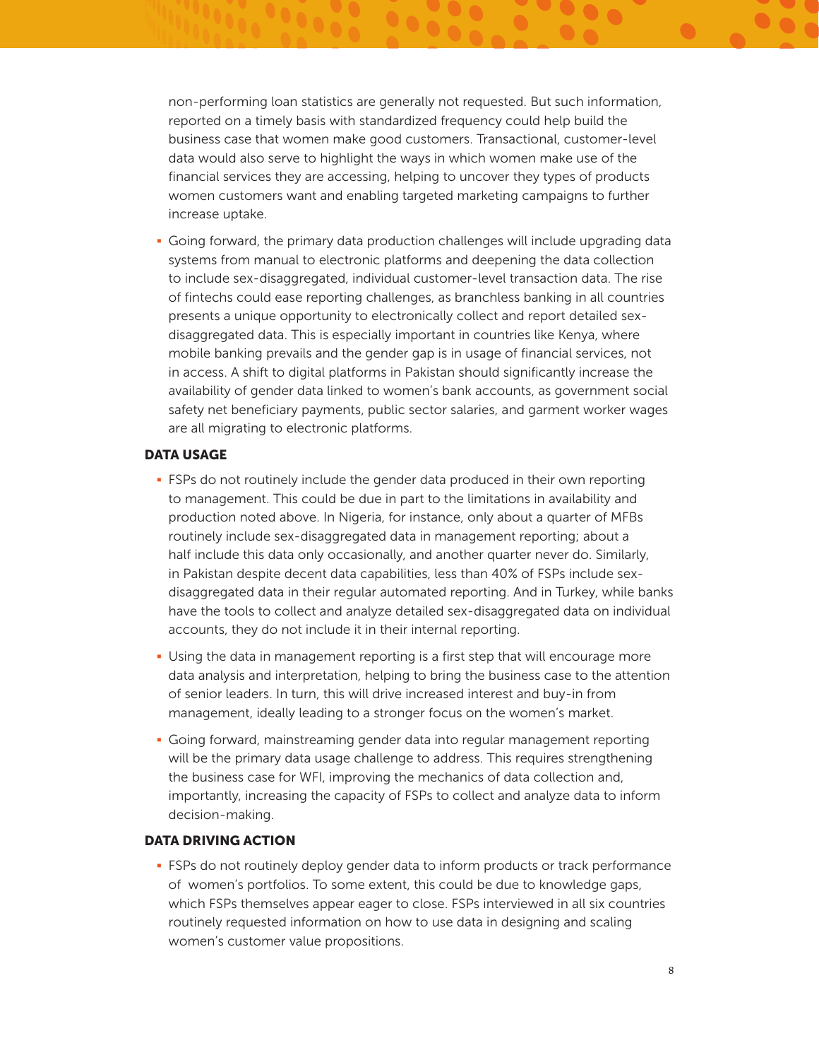non-performing loan statistics are generally not requested. But such information, reported on a timely basis with standardized frequency could help build the business case that women make good customers. Transactional, customer-level data would also serve to highlight the ways in which women make use of the financial services they are accessing, helping to uncover they types of products women customers want and enabling targeted marketing campaigns to further increase uptake.

- Going forward, the primary data production challenges will include upgrading data systems from manual to electronic platforms and deepening the data collection to include sex-disaggregated, individual customer-level transaction data. The rise of fintechs could ease reporting challenges, as branchless banking in all countries presents a unique opportunity to electronically collect and report detailed sex-disaggregated data. This is especially important in countries like Kenya, where mobile banking prevails and the gender gap is in usage of financial services, not in access. A shift to digital platforms in Pakistan should significantly increase the availability of gender data linked to women's bank accounts, as government social safety net beneficiary payments, public sector salaries, and garment worker wages are all migrating to electronic platforms.

### DATA USAGE

- FSPs do not routinely include the gender data produced in their own reporting to management. This could be due in part to the limitations in availability and production noted above. In Nigeria, for instance, only about a quarter of MFBs routinely include sex-disaggregated data in management reporting; about a half include this data only occasionally, and another quarter never do. Similarly, in Pakistan despite decent data capabilities, less than 40% of FSPs include sex-disaggregated data in their regular automated reporting. And in Turkey, while banks have the tools to collect and analyze detailed sex-disaggregated data on individual accounts, they do not include it in their internal reporting.
- Using the data in management reporting is a first step that will encourage more data analysis and interpretation, helping to bring the business case to the attention of senior leaders. In turn, this will drive increased interest and buy-in from management, ideally leading to a stronger focus on the women's market.
- Going forward, mainstreaming gender data into regular management reporting will be the primary data usage challenge to address. This requires strengthening the business case for WFI, improving the mechanics of data collection and, importantly, increasing the capacity of FSPs to collect and analyze data to inform decision-making.

### DATA DRIVING ACTION

- FSPs do not routinely deploy gender data to inform products or track performance of women's portfolios. To some extent, this could be due to knowledge gaps, which FSPs themselves appear eager to close. FSPs interviewed in all six countries routinely requested information on how to use data in designing and scaling women's customer value propositions.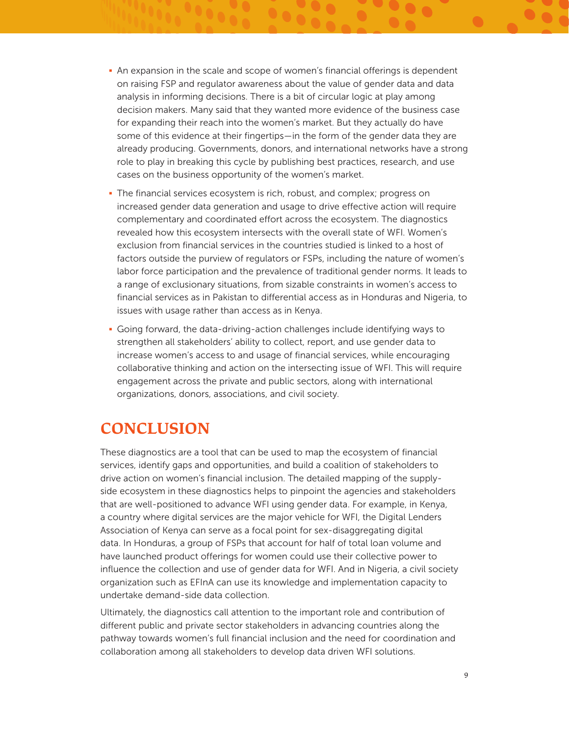- An expansion in the scale and scope of women's financial offerings is dependent on raising FSP and regulator awareness about the value of gender data and data analysis in informing decisions. There is a bit of circular logic at play among decision makers. Many said that they wanted more evidence of the business case for expanding their reach into the women's market. But they actually do have some of this evidence at their fingertips—in the form of the gender data they are already producing. Governments, donors, and international networks have a strong role to play in breaking this cycle by publishing best practices, research, and use cases on the business opportunity of the women's market.
- The financial services ecosystem is rich, robust, and complex; progress on increased gender data generation and usage to drive effective action will require complementary and coordinated effort across the ecosystem. The diagnostics revealed how this ecosystem intersects with the overall state of WFI. Women's exclusion from financial services in the countries studied is linked to a host of factors outside the purview of regulators or FSPs, including the nature of women's labor force participation and the prevalence of traditional gender norms. It leads to a range of exclusionary situations, from sizable constraints in women's access to financial services as in Pakistan to differential access as in Honduras and Nigeria, to issues with usage rather than access as in Kenya.
- Going forward, the data-driving-action challenges include identifying ways to strengthen all stakeholders' ability to collect, report, and use gender data to increase women's access to and usage of financial services, while encouraging collaborative thinking and action on the intersecting issue of WFI. This will require engagement across the private and public sectors, along with international organizations, donors, associations, and civil society.

## CONCLUSION

These diagnostics are a tool that can be used to map the ecosystem of financial services, identify gaps and opportunities, and build a coalition of stakeholders to drive action on women's financial inclusion. The detailed mapping of the supply-side ecosystem in these diagnostics helps to pinpoint the agencies and stakeholders that are well-positioned to advance WFI using gender data. For example, in Kenya, a country where digital services are the major vehicle for WFI, the Digital Lenders Association of Kenya can serve as a focal point for sex-disaggregating digital data. In Honduras, a group of FSPs that account for half of total loan volume and have launched product offerings for women could use their collective power to influence the collection and use of gender data for WFI. And in Nigeria, a civil society organization such as EFInA can use its knowledge and implementation capacity to undertake demand-side data collection.

Ultimately, the diagnostics call attention to the important role and contribution of different public and private sector stakeholders in advancing countries along the pathway towards women's full financial inclusion and the need for coordination and collaboration among all stakeholders to develop data driven WFI solutions.